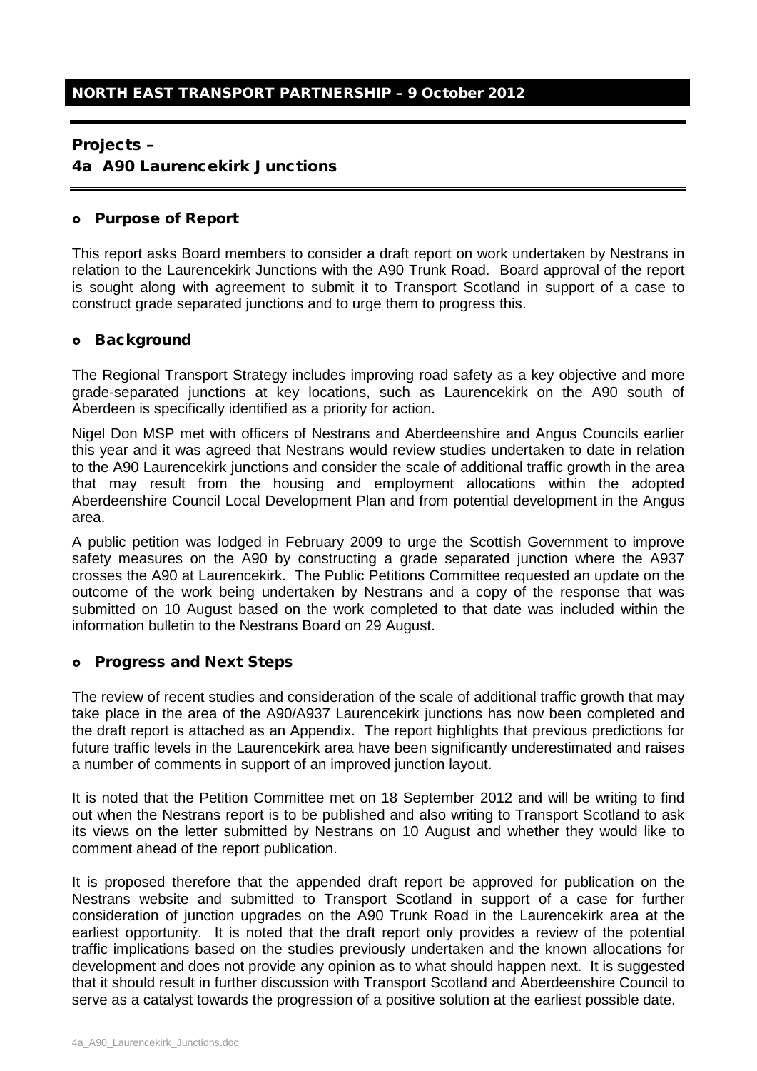# NORTH EAST TRANSPORT PARTNERSHIP – 9 October 2012

## Projects –
## 4a A90 Laurencekirk Junctions

### Purpose of Report

This report asks Board members to consider a draft report on work undertaken by Nestrans in relation to the Laurencekirk Junctions with the A90 Trunk Road. Board approval of the report is sought along with agreement to submit it to Transport Scotland in support of a case to construct grade separated junctions and to urge them to progress this.

### Background

The Regional Transport Strategy includes improving road safety as a key objective and more grade-separated junctions at key locations, such as Laurencekirk on the A90 south of Aberdeen is specifically identified as a priority for action.

Nigel Don MSP met with officers of Nestrans and Aberdeenshire and Angus Councils earlier this year and it was agreed that Nestrans would review studies undertaken to date in relation to the A90 Laurencekirk junctions and consider the scale of additional traffic growth in the area that may result from the housing and employment allocations within the adopted Aberdeenshire Council Local Development Plan and from potential development in the Angus area.

A public petition was lodged in February 2009 to urge the Scottish Government to improve safety measures on the A90 by constructing a grade separated junction where the A937 crosses the A90 at Laurencekirk. The Public Petitions Committee requested an update on the outcome of the work being undertaken by Nestrans and a copy of the response that was submitted on 10 August based on the work completed to that date was included within the information bulletin to the Nestrans Board on 29 August.

### Progress and Next Steps

The review of recent studies and consideration of the scale of additional traffic growth that may take place in the area of the A90/A937 Laurencekirk junctions has now been completed and the draft report is attached as an Appendix. The report highlights that previous predictions for future traffic levels in the Laurencekirk area have been significantly underestimated and raises a number of comments in support of an improved junction layout.

It is noted that the Petition Committee met on 18 September 2012 and will be writing to find out when the Nestrans report is to be published and also writing to Transport Scotland to ask its views on the letter submitted by Nestrans on 10 August and whether they would like to comment ahead of the report publication.

It is proposed therefore that the appended draft report be approved for publication on the Nestrans website and submitted to Transport Scotland in support of a case for further consideration of junction upgrades on the A90 Trunk Road in the Laurencekirk area at the earliest opportunity. It is noted that the draft report only provides a review of the potential traffic implications based on the studies previously undertaken and the known allocations for development and does not provide any opinion as to what should happen next. It is suggested that it should result in further discussion with Transport Scotland and Aberdeenshire Council to serve as a catalyst towards the progression of a positive solution at the earliest possible date.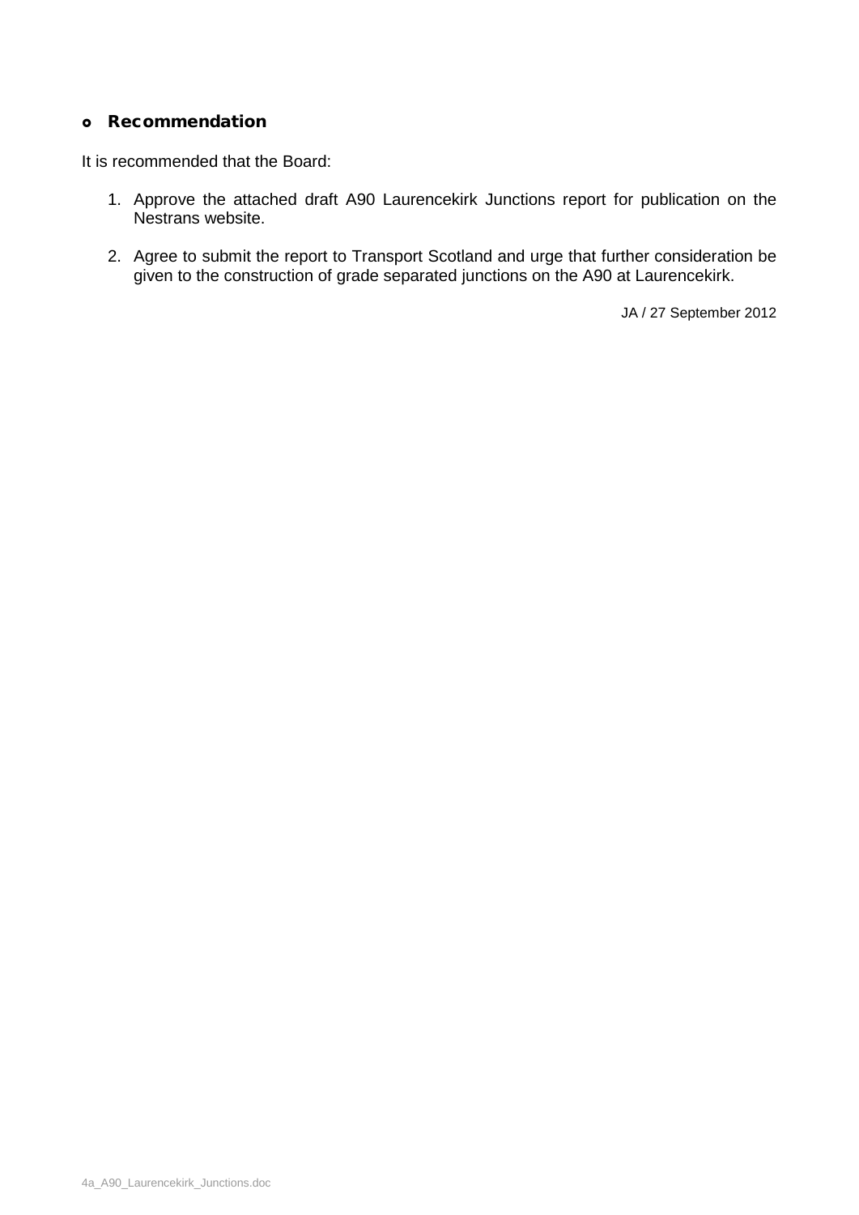## Recommendation

It is recommended that the Board:

1. Approve the attached draft A90 Laurencekirk Junctions report for publication on the Nestrans website.
2. Agree to submit the report to Transport Scotland and urge that further consideration be given to the construction of grade separated junctions on the A90 at Laurencekirk.

JA / 27 September 2012